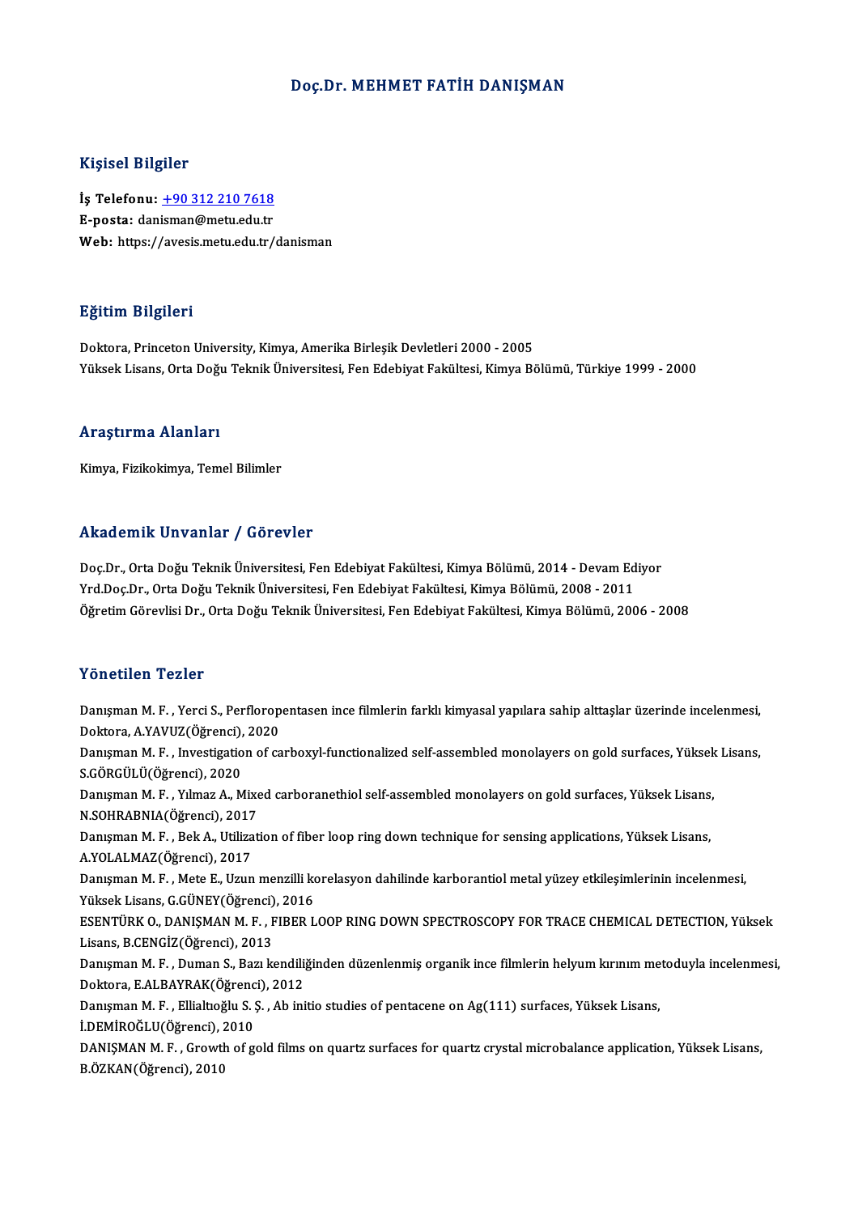# Doç.Dr. MEHMET FATİH DANIŞMAN

## Kişisel Bilgiler

**İş Telefonu:** +90 312 210 7618
**E-posta:** danisman@metu.edu.tr
**Web:** https://avesis.metu.edu.tr/danisman

## Eğitim Bilgileri

Doktora, Princeton University, Kimya, Amerika Birleşik Devletleri 2000 - 2005
Yüksek Lisans, Orta Doğu Teknik Üniversitesi, Fen Edebiyat Fakültesi, Kimya Bölümü, Türkiye 1999 - 2000

## Araştırma Alanları

Kimya, Fizikokimya, Temel Bilimler

## Akademik Unvanlar / Görevler

Doç.Dr., Orta Doğu Teknik Üniversitesi, Fen Edebiyat Fakültesi, Kimya Bölümü, 2014 - Devam Ediyor
Yrd.Doç.Dr., Orta Doğu Teknik Üniversitesi, Fen Edebiyat Fakültesi, Kimya Bölümü, 2008 - 2011
Öğretim Görevlisi Dr., Orta Doğu Teknik Üniversitesi, Fen Edebiyat Fakültesi, Kimya Bölümü, 2006 - 2008

## Yönetilen Tezler

Danışman M. F. , Yerci S., Perfloropentasen ince filmlerin farklı kimyasal yapılara sahip alttaşlar üzerinde incelenmesi, Doktora, A.YAVUZ(Öğrenci), 2020
Danışman M. F. , Investigation of carboxyl-functionalized self-assembled monolayers on gold surfaces, Yüksek Lisans, S.GÖRGÜLÜ(Öğrenci), 2020
Danışman M. F. , Yılmaz A., Mixed carboranethiol self-assembled monolayers on gold surfaces, Yüksek Lisans, N.SOHRABNIA(Öğrenci), 2017
Danışman M. F. , Bek A., Utilization of fiber loop ring down technique for sensing applications, Yüksek Lisans, A.YOLALMAZ(Öğrenci), 2017
Danışman M. F. , Mete E., Uzun menzilli korelasyon dahilinde karborantiol metal yüzey etkileşimlerinin incelenmesi, Yüksek Lisans, G.GÜNEY(Öğrenci), 2016
ESENTÜRK O., DANIŞMAN M. F. , FIBER LOOP RING DOWN SPECTROSCOPY FOR TRACE CHEMICAL DETECTION, Yüksek Lisans, B.CENGİZ(Öğrenci), 2013
Danışman M. F. , Duman S., Bazı kendiliğinden düzenlenmiş organik ince filmlerin helyum kırınım metoduyla incelenmesi, Doktora, E.ALBAYRAK(Öğrenci), 2012
Danışman M. F. , Ellialtıoğlu S. Ş. , Ab initio studies of pentacene on Ag(111) surfaces, Yüksek Lisans, İ.DEMİROĞLU(Öğrenci), 2010
DANIŞMAN M. F. , Growth of gold films on quartz surfaces for quartz crystal microbalance application, Yüksek Lisans, B.ÖZKAN(Öğrenci), 2010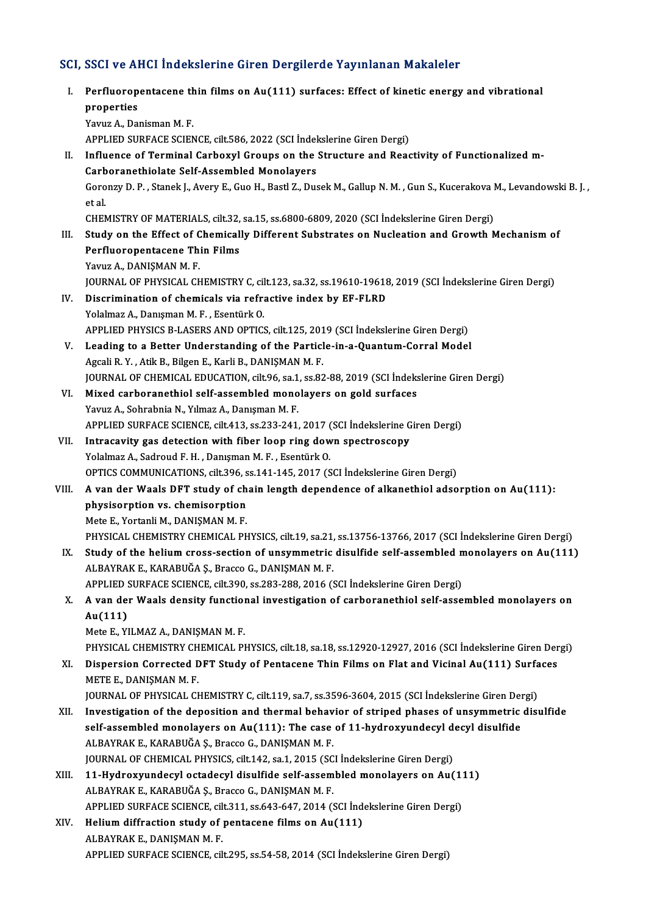## SCI, SSCI ve AHCI İndekslerine Giren Dergilerde Yayınlanan Makaleler

I. **Perfluoropentacene thin films on Au(111) surfaces: Effect of kinetic energy and vibrational properties**
Yavuz A., Danisman M. F.
APPLIED SURFACE SCIENCE, cilt.586, 2022 (SCI İndekslerine Giren Dergi)

II. **Influence of Terminal Carboxyl Groups on the Structure and Reactivity of Functionalized m-Carboranethiolate Self-Assembled Monolayers**
Goronzy D. P. , Stanek J., Avery E., Guo H., Bastl Z., Dusek M., Gallup N. M. , Gun S., Kucerakova M., Levandowski B. J. , et al.
CHEMISTRY OF MATERIALS, cilt.32, sa.15, ss.6800-6809, 2020 (SCI İndekslerine Giren Dergi)

III. **Study on the Effect of Chemically Different Substrates on Nucleation and Growth Mechanism of Perfluoropentacene Thin Films**
Yavuz A., DANIŞMAN M. F.
JOURNAL OF PHYSICAL CHEMISTRY C, cilt.123, sa.32, ss.19610-19618, 2019 (SCI İndekslerine Giren Dergi)

IV. **Discrimination of chemicals via refractive index by EF-FLRD**
Yolalmaz A., Danışman M. F. , Esentürk O.
APPLIED PHYSICS B-LASERS AND OPTICS, cilt.125, 2019 (SCI İndekslerine Giren Dergi)

V. **Leading to a Better Understanding of the Particle-in-a-Quantum-Corral Model**
Agcali R. Y. , Atik B., Bilgen E., Karli B., DANIŞMAN M. F.
JOURNAL OF CHEMICAL EDUCATION, cilt.96, sa.1, ss.82-88, 2019 (SCI İndekslerine Giren Dergi)

VI. **Mixed carboranethiol self-assembled monolayers on gold surfaces**
Yavuz A., Sohrabnia N., Yılmaz A., Danışman M. F.
APPLIED SURFACE SCIENCE, cilt.413, ss.233-241, 2017 (SCI İndekslerine Giren Dergi)

VII. **Intracavity gas detection with fiber loop ring down spectroscopy**
Yolalmaz A., Sadroud F. H. , Danışman M. F. , Esentürk O.
OPTICS COMMUNICATIONS, cilt.396, ss.141-145, 2017 (SCI İndekslerine Giren Dergi)

VIII. **A van der Waals DFT study of chain length dependence of alkanethiol adsorption on Au(111): physisorption vs. chemisorption**
Mete E., Yortanli M., DANIŞMAN M. F.
PHYSICAL CHEMISTRY CHEMICAL PHYSICS, cilt.19, sa.21, ss.13756-13766, 2017 (SCI İndekslerine Giren Dergi)

IX. **Study of the helium cross-section of unsymmetric disulfide self-assembled monolayers on Au(111)**
ALBAYRAK E., KARABUĞA Ş., Bracco G., DANIŞMAN M. F.
APPLIED SURFACE SCIENCE, cilt.390, ss.283-288, 2016 (SCI İndekslerine Giren Dergi)

X. **A van der Waals density functional investigation of carboranethiol self-assembled monolayers on Au(111)**
Mete E., YILMAZ A., DANIŞMAN M. F.
PHYSICAL CHEMISTRY CHEMICAL PHYSICS, cilt.18, sa.18, ss.12920-12927, 2016 (SCI İndekslerine Giren Dergi)

XI. **Dispersion Corrected DFT Study of Pentacene Thin Films on Flat and Vicinal Au(111) Surfaces**
METE E., DANIŞMAN M. F.
JOURNAL OF PHYSICAL CHEMISTRY C, cilt.119, sa.7, ss.3596-3604, 2015 (SCI İndekslerine Giren Dergi)

XII. **Investigation of the deposition and thermal behavior of striped phases of unsymmetric disulfide self-assembled monolayers on Au(111): The case of 11-hydroxyundecyl decyl disulfide**
ALBAYRAK E., KARABUĞA Ş., Bracco G., DANIŞMAN M. F.
JOURNAL OF CHEMICAL PHYSICS, cilt.142, sa.1, 2015 (SCI İndekslerine Giren Dergi)

XIII. **11-Hydroxyundecyl octadecyl disulfide self-assembled monolayers on Au(111)**
ALBAYRAK E., KARABUĞA Ş., Bracco G., DANIŞMAN M. F.
APPLIED SURFACE SCIENCE, cilt.311, ss.643-647, 2014 (SCI İndekslerine Giren Dergi)

XIV. **Helium diffraction study of pentacene films on Au(111)**
ALBAYRAK E., DANIŞMAN M. F.
APPLIED SURFACE SCIENCE, cilt.295, ss.54-58, 2014 (SCI İndekslerine Giren Dergi)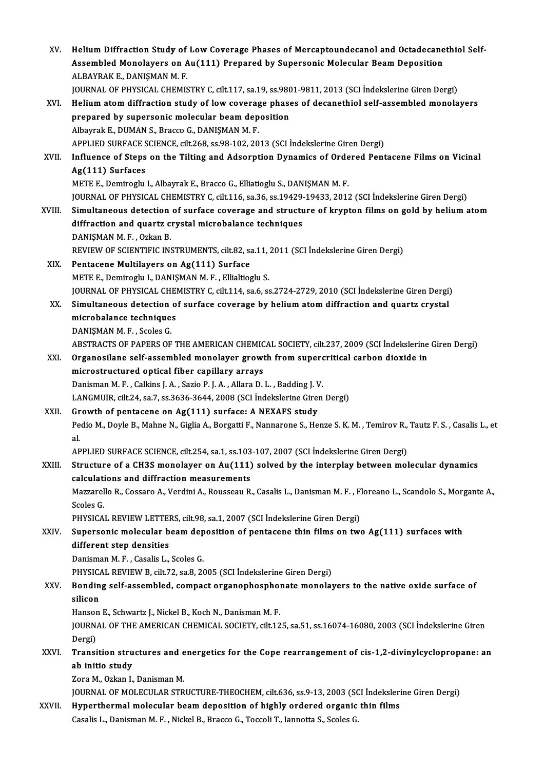XV. **Helium Diffraction Study of Low Coverage Phases of Mercaptoundecanol and Octadecanethiol Self-Assembled Monolayers on Au(111) Prepared by Supersonic Molecular Beam Deposition**
ALBAYRAK E., DANIŞMAN M. F.
JOURNAL OF PHYSICAL CHEMISTRY C, cilt.117, sa.19, ss.9801-9811, 2013 (SCI İndekslerine Giren Dergi)

XVI. **Helium atom diffraction study of low coverage phases of decanethiol self-assembled monolayers prepared by supersonic molecular beam deposition**
Albayrak E., DUMAN S., Bracco G., DANIŞMAN M. F.
APPLIED SURFACE SCIENCE, cilt.268, ss.98-102, 2013 (SCI İndekslerine Giren Dergi)

XVII. **Influence of Steps on the Tilting and Adsorption Dynamics of Ordered Pentacene Films on Vicinal Ag(111) Surfaces**
METE E., Demiroglu I., Albayrak E., Bracco G., Elliatioglu S., DANIŞMAN M. F.
JOURNAL OF PHYSICAL CHEMISTRY C, cilt.116, sa.36, ss.19429-19433, 2012 (SCI İndekslerine Giren Dergi)

XVIII. **Simultaneous detection of surface coverage and structure of krypton films on gold by helium atom diffraction and quartz crystal microbalance techniques**
DANIŞMAN M. F. , Ozkan B.
REVIEW OF SCIENTIFIC INSTRUMENTS, cilt.82, sa.11, 2011 (SCI İndekslerine Giren Dergi)

XIX. **Pentacene Multilayers on Ag(111) Surface**
METE E., Demiroglu I., DANIŞMAN M. F. , Ellialtioglu S.
JOURNAL OF PHYSICAL CHEMISTRY C, cilt.114, sa.6, ss.2724-2729, 2010 (SCI İndekslerine Giren Dergi)

XX. **Simultaneous detection of surface coverage by helium atom diffraction and quartz crystal microbalance techniques**
DANIŞMAN M. F. , Scoles G.
ABSTRACTS OF PAPERS OF THE AMERICAN CHEMICAL SOCIETY, cilt.237, 2009 (SCI İndekslerine Giren Dergi)

XXI. **Organosilane self-assembled monolayer growth from supercritical carbon dioxide in microstructured optical fiber capillary arrays**
Danisman M. F. , Calkins J. A. , Sazio P. J. A. , Allara D. L. , Badding J. V.
LANGMUIR, cilt.24, sa.7, ss.3636-3644, 2008 (SCI İndekslerine Giren Dergi)

XXII. **Growth of pentacene on Ag(111) surface: A NEXAFS study**
Pedio M., Doyle B., Mahne N., Giglia A., Borgatti F., Nannarone S., Henze S. K. M. , Temirov R., Tautz F. S. , Casalis L., et al.
APPLIED SURFACE SCIENCE, cilt.254, sa.1, ss.103-107, 2007 (SCI İndekslerine Giren Dergi)

XXIII. **Structure of a CH3S monolayer on Au(111) solved by the interplay between molecular dynamics calculations and diffraction measurements**
Mazzarello R., Cossaro A., Verdini A., Rousseau R., Casalis L., Danisman M. F. , Floreano L., Scandolo S., Morgante A., Scoles G.
PHYSICAL REVIEW LETTERS, cilt.98, sa.1, 2007 (SCI İndekslerine Giren Dergi)

XXIV. **Supersonic molecular beam deposition of pentacene thin films on two Ag(111) surfaces with different step densities**
Danisman M. F. , Casalis L., Scoles G.
PHYSICAL REVIEW B, cilt.72, sa.8, 2005 (SCI İndekslerine Giren Dergi)

XXV. **Bonding self-assembled, compact organophosphonate monolayers to the native oxide surface of silicon**
Hanson E., Schwartz J., Nickel B., Koch N., Danisman M. F.
JOURNAL OF THE AMERICAN CHEMICAL SOCIETY, cilt.125, sa.51, ss.16074-16080, 2003 (SCI İndekslerine Giren Dergi)

XXVI. **Transition structures and energetics for the Cope rearrangement of cis-1,2-divinylcyclopropane: an ab initio study**
Zora M., Ozkan I., Danisman M.
JOURNAL OF MOLECULAR STRUCTURE-THEOCHEM, cilt.636, ss.9-13, 2003 (SCI İndekslerine Giren Dergi)

XXVII. **Hyperthermal molecular beam deposition of highly ordered organic thin films**
Casalis L., Danisman M. F. , Nickel B., Bracco G., Toccoli T., Iannotta S., Scoles G.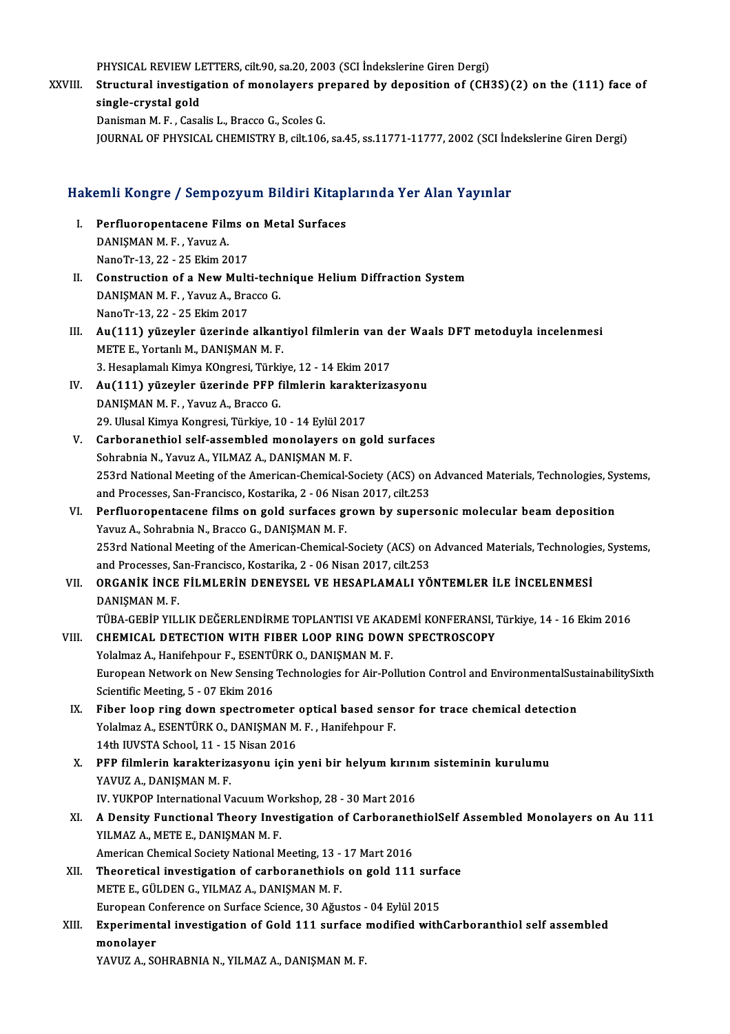PHYSICAL REVIEW LETTERS, cilt.90, sa.20, 2003 (SCI İndekslerine Giren Dergi)

XXVIII. **Structural investigation of monolayers prepared by deposition of (CH3S)(2) on the (111) face of single-crystal gold**
Danisman M. F. , Casalis L., Bracco G., Scoles G.
JOURNAL OF PHYSICAL CHEMISTRY B, cilt.106, sa.45, ss.11771-11777, 2002 (SCI İndekslerine Giren Dergi)

## Hakemli Kongre / Sempozyum Bildiri Kitaplarında Yer Alan Yayınlar

I. **Perfluoropentacene Films on Metal Surfaces**
DANIŞMAN M. F. , Yavuz A.
NanoTr-13, 22 - 25 Ekim 2017

II. **Construction of a New Multi-technique Helium Diffraction System**
DANIŞMAN M. F. , Yavuz A., Bracco G.
NanoTr-13, 22 - 25 Ekim 2017

III. **Au(111) yüzeyler üzerinde alkantiyol filmlerin van der Waals DFT metoduyla incelenmesi**
METE E., Yortanlı M., DANIŞMAN M. F.
3. Hesaplamalı Kimya KOngresi, Türkiye, 12 - 14 Ekim 2017

IV. **Au(111) yüzeyler üzerinde PFP filmlerin karakterizasyonu**
DANIŞMAN M. F. , Yavuz A., Bracco G.
29. Ulusal Kimya Kongresi, Türkiye, 10 - 14 Eylül 2017

V. **Carboranethiol self-assembled monolayers on gold surfaces**
Sohrabnia N., Yavuz A., YILMAZ A., DANIŞMAN M. F.
253rd National Meeting of the American-Chemical-Society (ACS) on Advanced Materials, Technologies, Systems, and Processes, San-Francisco, Kostarika, 2 - 06 Nisan 2017, cilt.253

VI. **Perfluoropentacene films on gold surfaces grown by supersonic molecular beam deposition**
Yavuz A., Sohrabnia N., Bracco G., DANIŞMAN M. F.
253rd National Meeting of the American-Chemical-Society (ACS) on Advanced Materials, Technologies, Systems, and Processes, San-Francisco, Kostarika, 2 - 06 Nisan 2017, cilt.253

VII. **ORGANİK İNCE FİLMLERİN DENEYSEL VE HESAPLAMALI YÖNTEMLER İLE İNCELENMESİ**
DANIŞMAN M. F.
TÜBA-GEBİP YILLIK DEĞERLENDİRME TOPLANTISI VE AKADEMİ KONFERANSI, Türkiye, 14 - 16 Ekim 2016

VIII. **CHEMICAL DETECTION WITH FIBER LOOP RING DOWN SPECTROSCOPY**
Yolalmaz A., Hanifehpour F., ESENTÜRK O., DANIŞMAN M. F.
European Network on New Sensing Technologies for Air-Pollution Control and EnvironmentalSustainabilitySixth Scientific Meeting, 5 - 07 Ekim 2016

IX. **Fiber loop ring down spectrometer optical based sensor for trace chemical detection**
Yolalmaz A., ESENTÜRK O., DANIŞMAN M. F. , Hanifehpour F.
14th IUVSTA School, 11 - 15 Nisan 2016

X. **PFP filmlerin karakterizasyonu için yeni bir helyum kırınım sisteminin kurulumu**
YAVUZ A., DANIŞMAN M. F.
IV. YUKPOP International Vacuum Workshop, 28 - 30 Mart 2016

XI. **A Density Functional Theory Investigation of CarboranethiolSelf Assembled Monolayers on Au 111**
YILMAZ A., METE E., DANIŞMAN M. F.
American Chemical Society National Meeting, 13 - 17 Mart 2016

XII. **Theoretical investigation of carboranethiols on gold 111 surface**
METE E., GÜLDEN G., YILMAZ A., DANIŞMAN M. F.
European Conference on Surface Science, 30 Ağustos - 04 Eylül 2015

XIII. **Experimental investigation of Gold 111 surface modified withCarboranthiol self assembled monolayer**
YAVUZ A., SOHRABNIA N., YILMAZ A., DANIŞMAN M. F.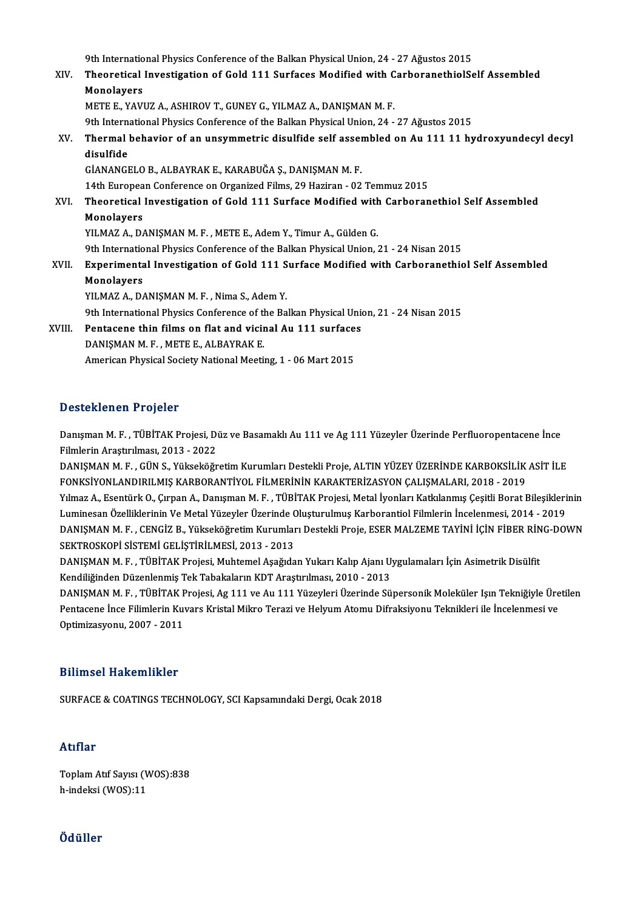9th International Physics Conference of the Balkan Physical Union, 24 - 27 Ağustos 2015

XIV. **Theoretical Investigation of Gold 111 Surfaces Modified with CarboranethiolSelf Assembled Monolayers**
METE E., YAVUZ A., ASHIROV T., GUNEY G., YILMAZ A., DANIŞMAN M. F.
9th International Physics Conference of the Balkan Physical Union, 24 - 27 Ağustos 2015

XV. **Thermal behavior of an unsymmetric disulfide self assembled on Au 111 11 hydroxyundecyl decyl disulfide**
GİANANGELO B., ALBAYRAK E., KARABUĞA Ş., DANIŞMAN M. F.
14th European Conference on Organized Films, 29 Haziran - 02 Temmuz 2015

XVI. **Theoretical Investigation of Gold 111 Surface Modified with Carboranethiol Self Assembled Monolayers**
YILMAZ A., DANIŞMAN M. F. , METE E., Adem Y., Timur A., Gülden G.
9th International Physics Conference of the Balkan Physical Union, 21 - 24 Nisan 2015

XVII. **Experimental Investigation of Gold 111 Surface Modified with Carboranethiol Self Assembled Monolayers**
YILMAZ A., DANIŞMAN M. F. , Nima S., Adem Y.
9th International Physics Conference of the Balkan Physical Union, 21 - 24 Nisan 2015

XVIII. **Pentacene thin films on flat and vicinal Au 111 surfaces**
DANIŞMAN M. F. , METE E., ALBAYRAK E.
American Physical Society National Meeting, 1 - 06 Mart 2015

## Desteklenen Projeler

Danışman M. F. , TÜBİTAK Projesi, Düz ve Basamaklı Au 111 ve Ag 111 Yüzeyler Üzerinde Perfluoropentacene İnce Filmlerin Araştırılması, 2013 - 2022

DANIŞMAN M. F. , GÜN S., Yükseköğretim Kurumları Destekli Proje, ALTIN YÜZEY ÜZERİNDE KARBOKSİLİK ASİT İLE FONKSİYONLANDIRILMIŞ KARBORANTİYOL FİLMERİNİN KARAKTERİZASYON ÇALIŞMALARI, 2018 - 2019

Yılmaz A., Esentürk O., Çırpan A., Danışman M. F. , TÜBİTAK Projesi, Metal İyonları Katkılanmış Çeşitli Borat Bileşiklerinin Luminesan Özelliklerinin Ve Metal Yüzeyler Üzerinde Oluşturulmuş Karborantiol Filmlerin İncelenmesi, 2014 - 2019

DANIŞMAN M. F. , CENGİZ B., Yükseköğretim Kurumları Destekli Proje, ESER MALZEME TAYİNİ İÇİN FİBER RİNG-DOWN SEKTROSKOPİ SİSTEMİ GELİŞTİRİLMESİ, 2013 - 2013

DANIŞMAN M. F. , TÜBİTAK Projesi, Muhtemel Aşağıdan Yukarı Kalıp Ajanı Uygulamaları İçin Asimetrik Disülfit Kendiliğinden Düzenlenmiş Tek Tabakaların KDT Araştırılması, 2010 - 2013

DANIŞMAN M. F. , TÜBİTAK Projesi, Ag 111 ve Au 111 Yüzeyleri Üzerinde Süpersonik Moleküler Işın Tekniğiyle Üretilen Pentacene İnce Filimlerin Kuvars Kristal Mikro Terazi ve Helyum Atomu Difraksiyonu Teknikleri ile İncelenmesi ve Optimizasyonu, 2007 - 2011

## Bilimsel Hakemlikler

SURFACE & COATINGS TECHNOLOGY, SCI Kapsamındaki Dergi, Ocak 2018

## Atıflar

Toplam Atıf Sayısı (WOS):838
h-indeksi (WOS):11

## Ödüller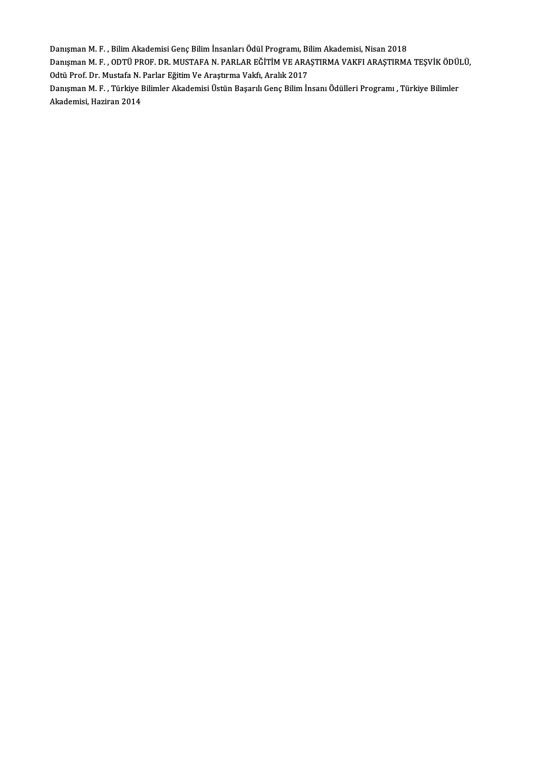Danışman M. F. , Bilim Akademisi Genç Bilim İnsanları Ödül Programı, Bilim Akademisi, Nisan 2018

Danışman M. F. , ODTÜ PROF. DR. MUSTAFA N. PARLAR EĞİTİM VE ARAŞTIRMA VAKFI ARAŞTIRMA TEŞVİK ÖDÜLÜ, Odtü Prof. Dr. Mustafa N. Parlar Eğitim Ve Araştırma Vakfı, Aralık 2017

Danışman M. F. , Türkiye Bilimler Akademisi Üstün Başarılı Genç Bilim İnsanı Ödülleri Programı , Türkiye Bilimler Akademisi, Haziran 2014